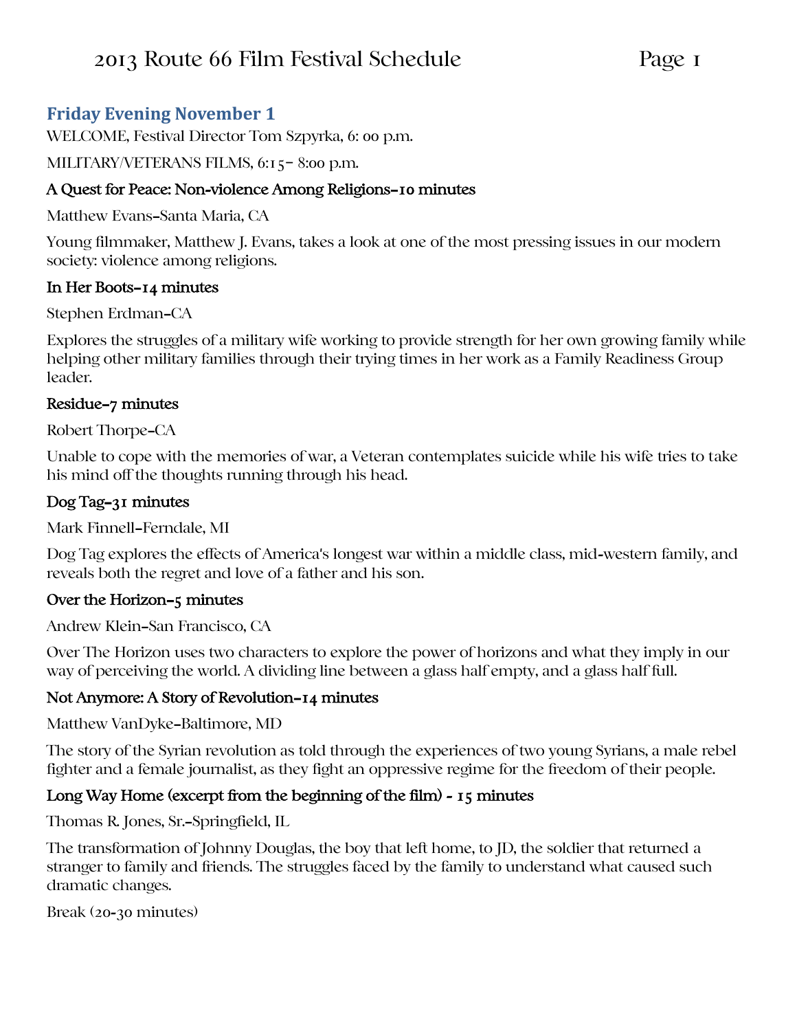# 2013 Route 66 Film Festival Schedule

## Friday Evening November 1

WELCOME, Festival Director Tom Szpyrka, 6: 00 p.m.

MILITARY/VETERANS FILMS, 6:15– 8:00 p.m.

### A Quest for Peace: Non-violence Among Religions–10 minutes

Matthew Evans–Santa Maria, CA

Young filmmaker, Matthew J. Evans, takes a look at one of the most pressing issues in our modern society: violence among religions.

### In Her Boots–14 minutes

Stephen Erdman–CA

Explores the struggles of a military wife working to provide strength for her own growing family while helping other military families through their trying times in her work as a Family Readiness Group leader.

### Residue–7 minutes

Robert Thorpe–CA

Unable to cope with the memories of war, a Veteran contemplates suicide while his wife tries to take his mind off the thoughts running through his head.

### Dog Tag–31 minutes

Mark Finnell–Ferndale, MI

Dog Tag explores the effects of America's longest war within a middle class, mid-western family, and reveals both the regret and love of a father and his son.

### Over the Horizon–5 minutes

Andrew Klein–San Francisco, CA

Over The Horizon uses two characters to explore the power of horizons and what they imply in our way of perceiving the world. A dividing line between a glass half empty, and a glass half full.

### Not Anymore: A Story of Revolution–14 minutes

Matthew VanDyke–Baltimore, MD

The story of the Syrian revolution as told through the experiences of two young Syrians, a male rebel fighter and a female journalist, as they fight an oppressive regime for the freedom of their people.

### Long Way Home (excerpt from the beginning of the film) - 15 minutes

Thomas R. Jones, Sr.–Springfield, IL

The transformation of Johnny Douglas, the boy that left home, to JD, the soldier that returned a stranger to family and friends. The struggles faced by the family to understand what caused such dramatic changes.

Break (20-30 minutes)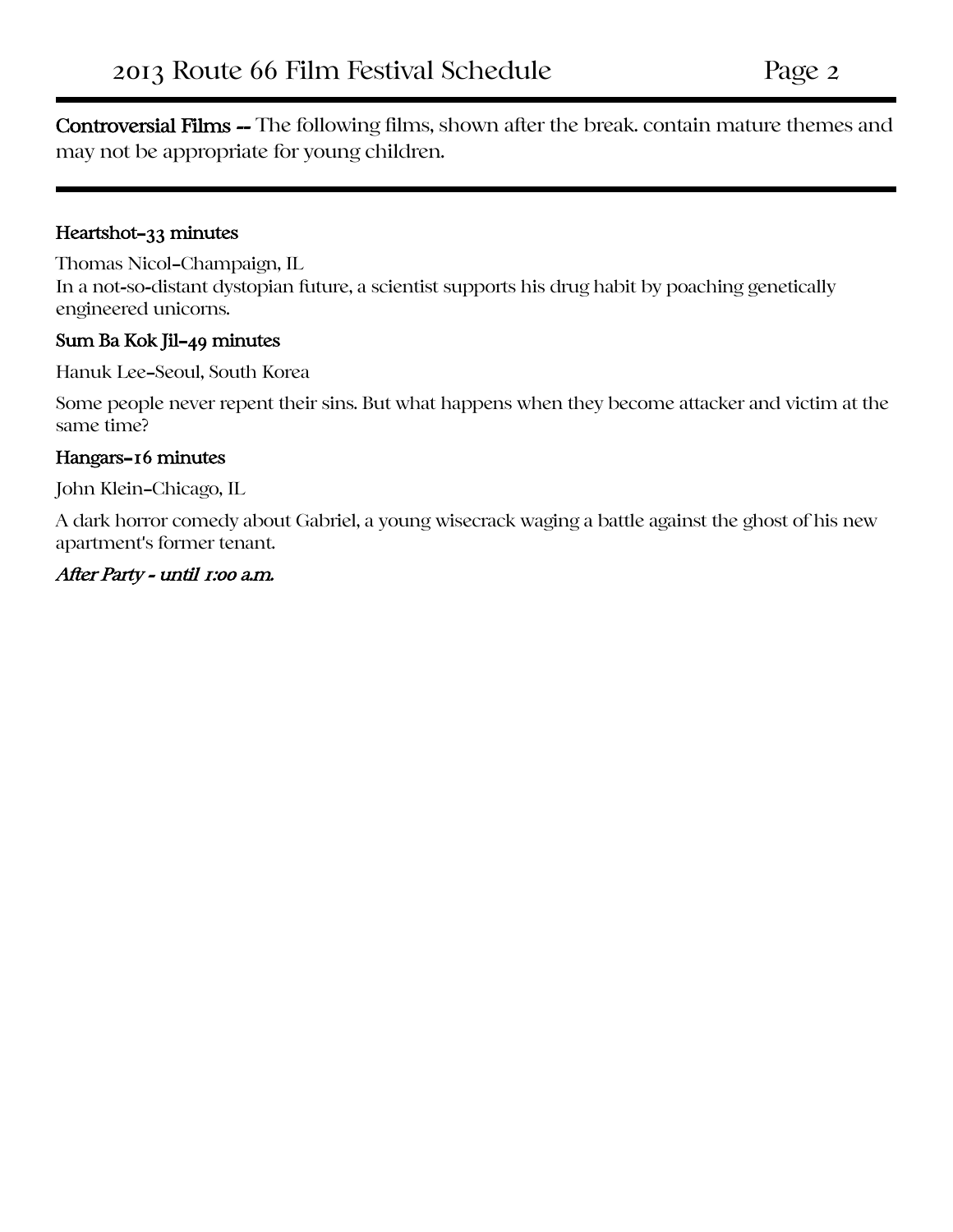**Controversial Films --** The following films, shown after the break. contain mature themes and may not be appropriate for young children.

---

**Heartshot–33 minutes**

Thomas Nicol–Champaign, IL
In a not-so-distant dystopian future, a scientist supports his drug habit by poaching genetically engineered unicorns.

**Sum Ba Kok Jil–49 minutes**

Hanuk Lee–Seoul, South Korea

Some people never repent their sins. But what happens when they become attacker and victim at the same time?

**Hangars–16 minutes**

John Klein–Chicago, IL

A dark horror comedy about Gabriel, a young wisecrack waging a battle against the ghost of his new apartment's former tenant.

***After Party - until 1:00 a.m.***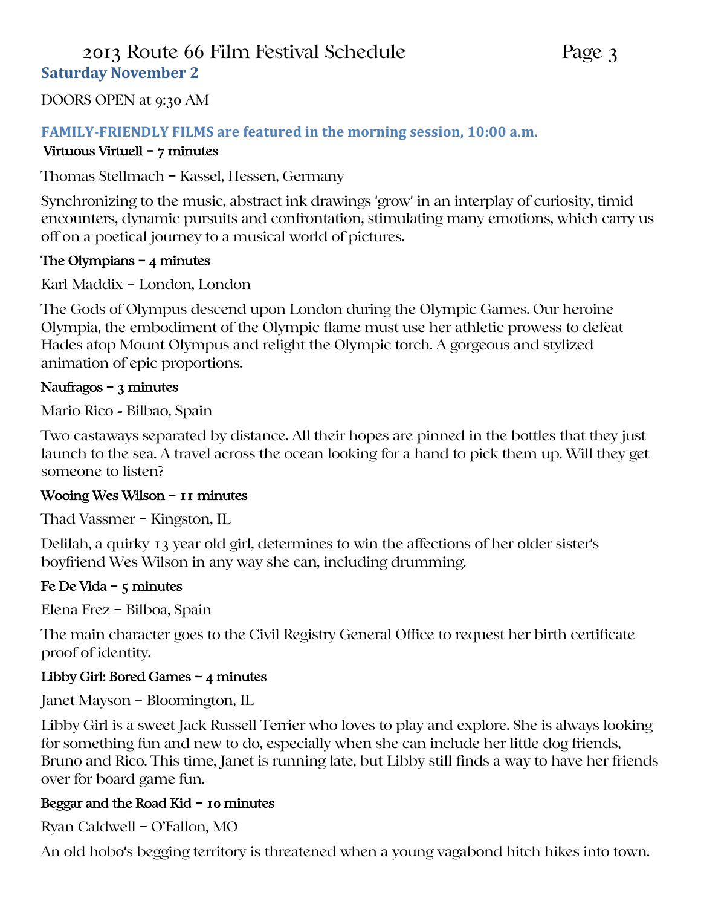# 2013 Route 66 Film Festival Schedule

## Saturday November 2

DOORS OPEN at 9:30 AM

### FAMILY-FRIENDLY FILMS are featured in the morning session, 10:00 a.m.

**Virtuous Virtuell – 7 minutes**

Thomas Stellmach – Kassel, Hessen, Germany

Synchronizing to the music, abstract ink drawings 'grow' in an interplay of curiosity, timid encounters, dynamic pursuits and confrontation, stimulating many emotions, which carry us off on a poetical journey to a musical world of pictures.

**The Olympians – 4 minutes**

Karl Maddix – London, London

The Gods of Olympus descend upon London during the Olympic Games. Our heroine Olympia, the embodiment of the Olympic flame must use her athletic prowess to defeat Hades atop Mount Olympus and relight the Olympic torch. A gorgeous and stylized animation of epic proportions.

**Naufragos – 3 minutes**

Mario Rico - Bilbao, Spain

Two castaways separated by distance. All their hopes are pinned in the bottles that they just launch to the sea. A travel across the ocean looking for a hand to pick them up. Will they get someone to listen?

**Wooing Wes Wilson – 11 minutes**

Thad Vassmer – Kingston, IL

Delilah, a quirky 13 year old girl, determines to win the affections of her older sister's boyfriend Wes Wilson in any way she can, including drumming.

**Fe De Vida – 5 minutes**

Elena Frez – Bilboa, Spain

The main character goes to the Civil Registry General Office to request her birth certificate proof of identity.

**Libby Girl: Bored Games – 4 minutes**

Janet Mayson – Bloomington, IL

Libby Girl is a sweet Jack Russell Terrier who loves to play and explore. She is always looking for something fun and new to do, especially when she can include her little dog friends, Bruno and Rico. This time, Janet is running late, but Libby still finds a way to have her friends over for board game fun.

**Beggar and the Road Kid – 10 minutes**

Ryan Caldwell – O'Fallon, MO

An old hobo's begging territory is threatened when a young vagabond hitch hikes into town.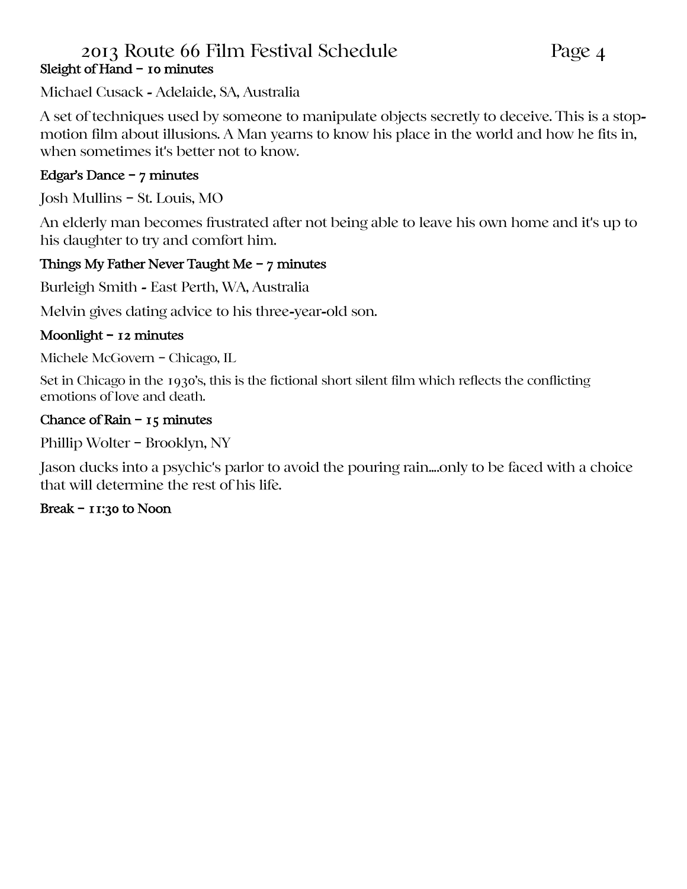**Sleight of Hand – 10 minutes**

Michael Cusack - Adelaide, SA, Australia

A set of techniques used by someone to manipulate objects secretly to deceive. This is a stop-motion film about illusions. A Man yearns to know his place in the world and how he fits in, when sometimes it's better not to know.

**Edgar's Dance – 7 minutes**

Josh Mullins – St. Louis, MO

An elderly man becomes frustrated after not being able to leave his own home and it's up to his daughter to try and comfort him.

**Things My Father Never Taught Me – 7 minutes**

Burleigh Smith - East Perth, WA, Australia

Melvin gives dating advice to his three-year-old son.

**Moonlight – 12 minutes**

Michele McGovern – Chicago, IL

Set in Chicago in the 1930's, this is the fictional short silent film which reflects the conflicting emotions of love and death.

**Chance of Rain – 15 minutes**

Phillip Wolter – Brooklyn, NY

Jason ducks into a psychic's parlor to avoid the pouring rain....only to be faced with a choice that will determine the rest of his life.

**Break – 11:30 to Noon**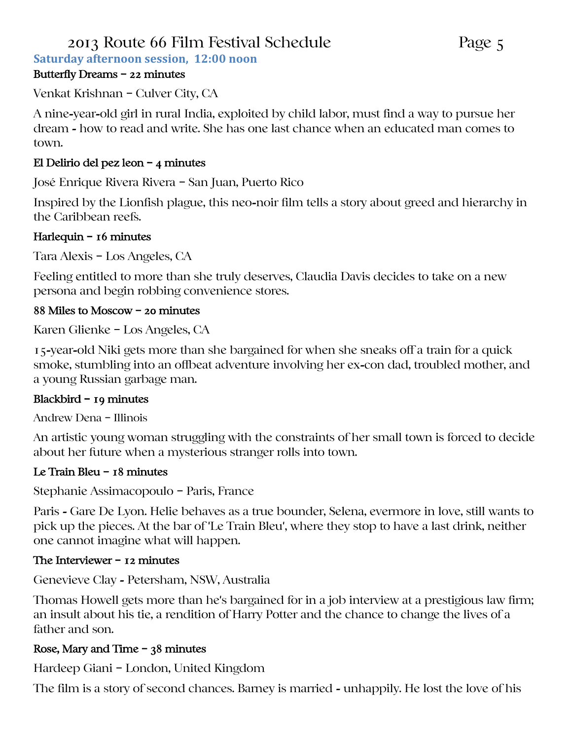**Saturday afternoon session, 12:00 noon**

**Butterfly Dreams – 22 minutes**

Venkat Krishnan – Culver City, CA

A nine-year-old girl in rural India, exploited by child labor, must find a way to pursue her dream - how to read and write. She has one last chance when an educated man comes to town.

**El Delirio del pez leon – 4 minutes**

José Enrique Rivera Rivera – San Juan, Puerto Rico

Inspired by the Lionfish plague, this neo-noir film tells a story about greed and hierarchy in the Caribbean reefs.

**Harlequin – 16 minutes**

Tara Alexis – Los Angeles, CA

Feeling entitled to more than she truly deserves, Claudia Davis decides to take on a new persona and begin robbing convenience stores.

**88 Miles to Moscow – 20 minutes**

Karen Glienke – Los Angeles, CA

15-year-old Niki gets more than she bargained for when she sneaks off a train for a quick smoke, stumbling into an offbeat adventure involving her ex-con dad, troubled mother, and a young Russian garbage man.

**Blackbird – 19 minutes**

Andrew Dena – Illinois

An artistic young woman struggling with the constraints of her small town is forced to decide about her future when a mysterious stranger rolls into town.

**Le Train Bleu – 18 minutes**

Stephanie Assimacopoulo – Paris, France

Paris - Gare De Lyon. Helie behaves as a true bounder, Selena, evermore in love, still wants to pick up the pieces. At the bar of 'Le Train Bleu', where they stop to have a last drink, neither one cannot imagine what will happen.

**The Interviewer – 12 minutes**

Genevieve Clay - Petersham, NSW, Australia

Thomas Howell gets more than he's bargained for in a job interview at a prestigious law firm; an insult about his tie, a rendition of Harry Potter and the chance to change the lives of a father and son.

**Rose, Mary and Time – 38 minutes**

Hardeep Giani – London, United Kingdom

The film is a story of second chances. Barney is married - unhappily. He lost the love of his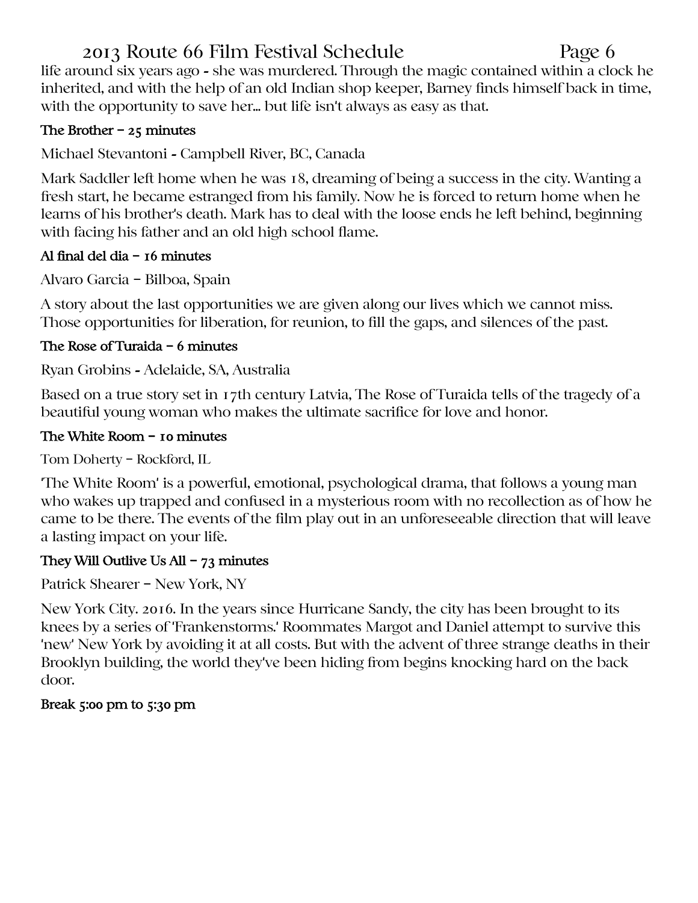life around six years ago - she was murdered. Through the magic contained within a clock he inherited, and with the help of an old Indian shop keeper, Barney finds himself back in time, with the opportunity to save her... but life isn't always as easy as that.

**The Brother – 25 minutes**

Michael Stevantoni - Campbell River, BC, Canada

Mark Saddler left home when he was 18, dreaming of being a success in the city. Wanting a fresh start, he became estranged from his family. Now he is forced to return home when he learns of his brother's death. Mark has to deal with the loose ends he left behind, beginning with facing his father and an old high school flame.

**Al final del dia – 16 minutes**

Alvaro Garcia – Bilboa, Spain

A story about the last opportunities we are given along our lives which we cannot miss. Those opportunities for liberation, for reunion, to fill the gaps, and silences of the past.

**The Rose of Turaida – 6 minutes**

Ryan Grobins - Adelaide, SA, Australia

Based on a true story set in 17th century Latvia, The Rose of Turaida tells of the tragedy of a beautiful young woman who makes the ultimate sacrifice for love and honor.

**The White Room – 10 minutes**

Tom Doherty – Rockford, IL

'The White Room' is a powerful, emotional, psychological drama, that follows a young man who wakes up trapped and confused in a mysterious room with no recollection as of how he came to be there. The events of the film play out in an unforeseeable direction that will leave a lasting impact on your life.

**They Will Outlive Us All – 73 minutes**

Patrick Shearer – New York, NY

New York City. 2016. In the years since Hurricane Sandy, the city has been brought to its knees by a series of 'Frankenstorms.' Roommates Margot and Daniel attempt to survive this 'new' New York by avoiding it at all costs. But with the advent of three strange deaths in their Brooklyn building, the world they've been hiding from begins knocking hard on the back door.

**Break 5:00 pm to 5:30 pm**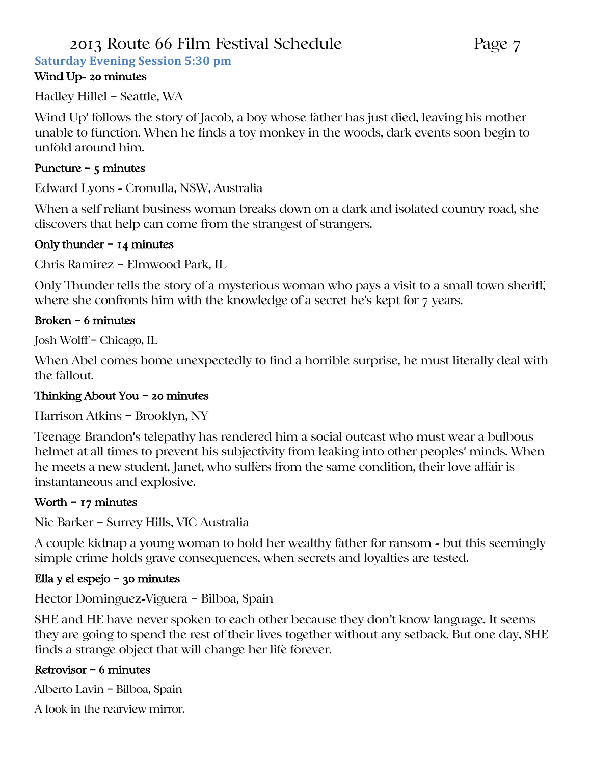# 2013 Route 66 Film Festival Schedule

## Saturday Evening Session 5:30 pm

### Wind Up- 20 minutes

Hadley Hillel – Seattle, WA

Wind Up' follows the story of Jacob, a boy whose father has just died, leaving his mother unable to function. When he finds a toy monkey in the woods, dark events soon begin to unfold around him.

### Puncture – 5 minutes

Edward Lyons - Cronulla, NSW, Australia

When a self reliant business woman breaks down on a dark and isolated country road, she discovers that help can come from the strangest of strangers.

### Only thunder – 14 minutes

Chris Ramirez – Elmwood Park, IL

Only Thunder tells the story of a mysterious woman who pays a visit to a small town sheriff, where she confronts him with the knowledge of a secret he's kept for 7 years.

### Broken – 6 minutes

Josh Wolff – Chicago, IL

When Abel comes home unexpectedly to find a horrible surprise, he must literally deal with the fallout.

### Thinking About You – 20 minutes

Harrison Atkins – Brooklyn, NY

Teenage Brandon's telepathy has rendered him a social outcast who must wear a bulbous helmet at all times to prevent his subjectivity from leaking into other peoples' minds. When he meets a new student, Janet, who suffers from the same condition, their love affair is instantaneous and explosive.

### Worth – 17 minutes

Nic Barker – Surrey Hills, VIC Australia

A couple kidnap a young woman to hold her wealthy father for ransom - but this seemingly simple crime holds grave consequences, when secrets and loyalties are tested.

### Ella y el espejo – 30 minutes

Hector Dominguez-Viguera – Bilboa, Spain

SHE and HE have never spoken to each other because they don't know language. It seems they are going to spend the rest of their lives together without any setback. But one day, SHE finds a strange object that will change her life forever.

### Retrovisor – 6 minutes

Alberto Lavin – Bilboa, Spain

A look in the rearview mirror.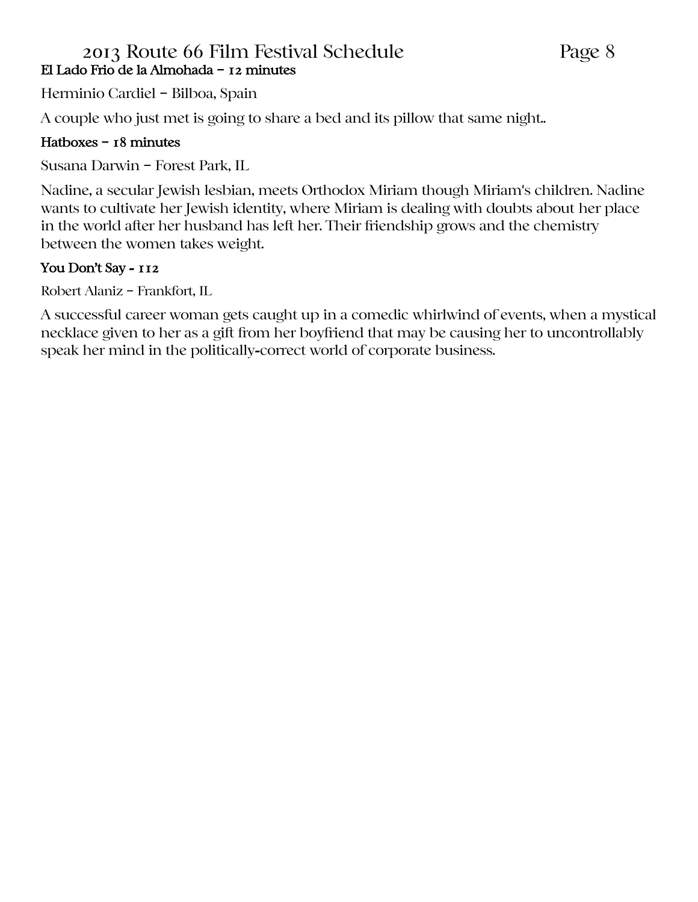**El Lado Frio de la Almohada – 12 minutes**

Herminio Cardiel – Bilboa, Spain

A couple who just met is going to share a bed and its pillow that same night..

**Hatboxes – 18 minutes**

Susana Darwin – Forest Park, IL

Nadine, a secular Jewish lesbian, meets Orthodox Miriam though Miriam's children. Nadine wants to cultivate her Jewish identity, where Miriam is dealing with doubts about her place in the world after her husband has left her. Their friendship grows and the chemistry between the women takes weight.

**You Don't Say - 112**

Robert Alaniz – Frankfort, IL

A successful career woman gets caught up in a comedic whirlwind of events, when a mystical necklace given to her as a gift from her boyfriend that may be causing her to uncontrollably speak her mind in the politically-correct world of corporate business.